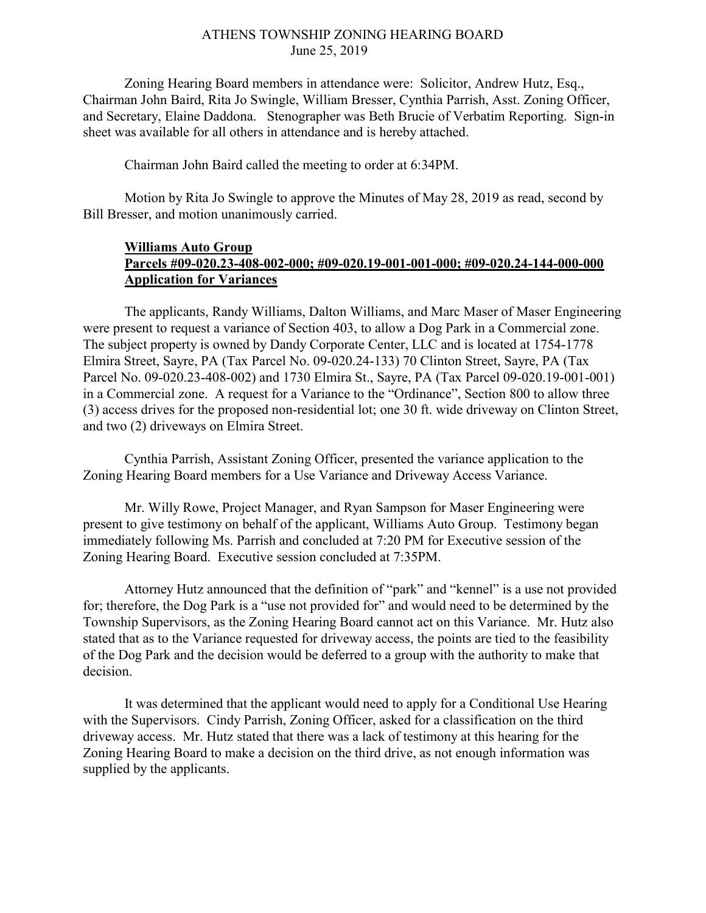# ATHENS TOWNSHIP ZONING HEARING BOARD
June 25, 2019

Zoning Hearing Board members in attendance were: Solicitor, Andrew Hutz, Esq., Chairman John Baird, Rita Jo Swingle, William Bresser, Cynthia Parrish, Asst. Zoning Officer, and Secretary, Elaine Daddona. Stenographer was Beth Brucie of Verbatim Reporting. Sign-in sheet was available for all others in attendance and is hereby attached.

Chairman John Baird called the meeting to order at 6:34PM.

Motion by Rita Jo Swingle to approve the Minutes of May 28, 2019 as read, second by Bill Bresser, and motion unanimously carried.

**Williams Auto Group**
**Parcels #09-020.23-408-002-000; #09-020.19-001-001-000; #09-020.24-144-000-000**
**Application for Variances**

The applicants, Randy Williams, Dalton Williams, and Marc Maser of Maser Engineering were present to request a variance of Section 403, to allow a Dog Park in a Commercial zone. The subject property is owned by Dandy Corporate Center, LLC and is located at 1754-1778 Elmira Street, Sayre, PA (Tax Parcel No. 09-020.24-133) 70 Clinton Street, Sayre, PA (Tax Parcel No. 09-020.23-408-002) and 1730 Elmira St., Sayre, PA (Tax Parcel 09-020.19-001-001) in a Commercial zone. A request for a Variance to the "Ordinance", Section 800 to allow three (3) access drives for the proposed non-residential lot; one 30 ft. wide driveway on Clinton Street, and two (2) driveways on Elmira Street.

Cynthia Parrish, Assistant Zoning Officer, presented the variance application to the Zoning Hearing Board members for a Use Variance and Driveway Access Variance.

Mr. Willy Rowe, Project Manager, and Ryan Sampson for Maser Engineering were present to give testimony on behalf of the applicant, Williams Auto Group. Testimony began immediately following Ms. Parrish and concluded at 7:20 PM for Executive session of the Zoning Hearing Board. Executive session concluded at 7:35PM.

Attorney Hutz announced that the definition of "park" and "kennel" is a use not provided for; therefore, the Dog Park is a "use not provided for" and would need to be determined by the Township Supervisors, as the Zoning Hearing Board cannot act on this Variance. Mr. Hutz also stated that as to the Variance requested for driveway access, the points are tied to the feasibility of the Dog Park and the decision would be deferred to a group with the authority to make that decision.

It was determined that the applicant would need to apply for a Conditional Use Hearing with the Supervisors. Cindy Parrish, Zoning Officer, asked for a classification on the third driveway access. Mr. Hutz stated that there was a lack of testimony at this hearing for the Zoning Hearing Board to make a decision on the third drive, as not enough information was supplied by the applicants.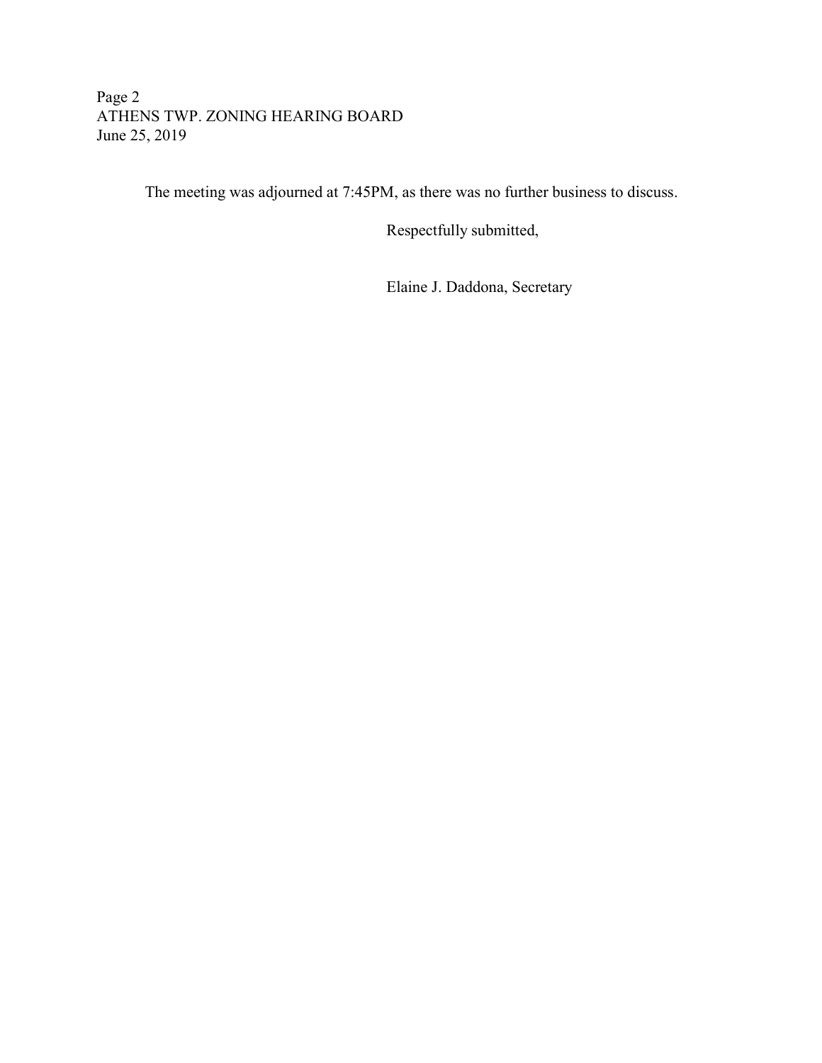The meeting was adjourned at 7:45PM, as there was no further business to discuss.

Respectfully submitted,

Elaine J. Daddona, Secretary